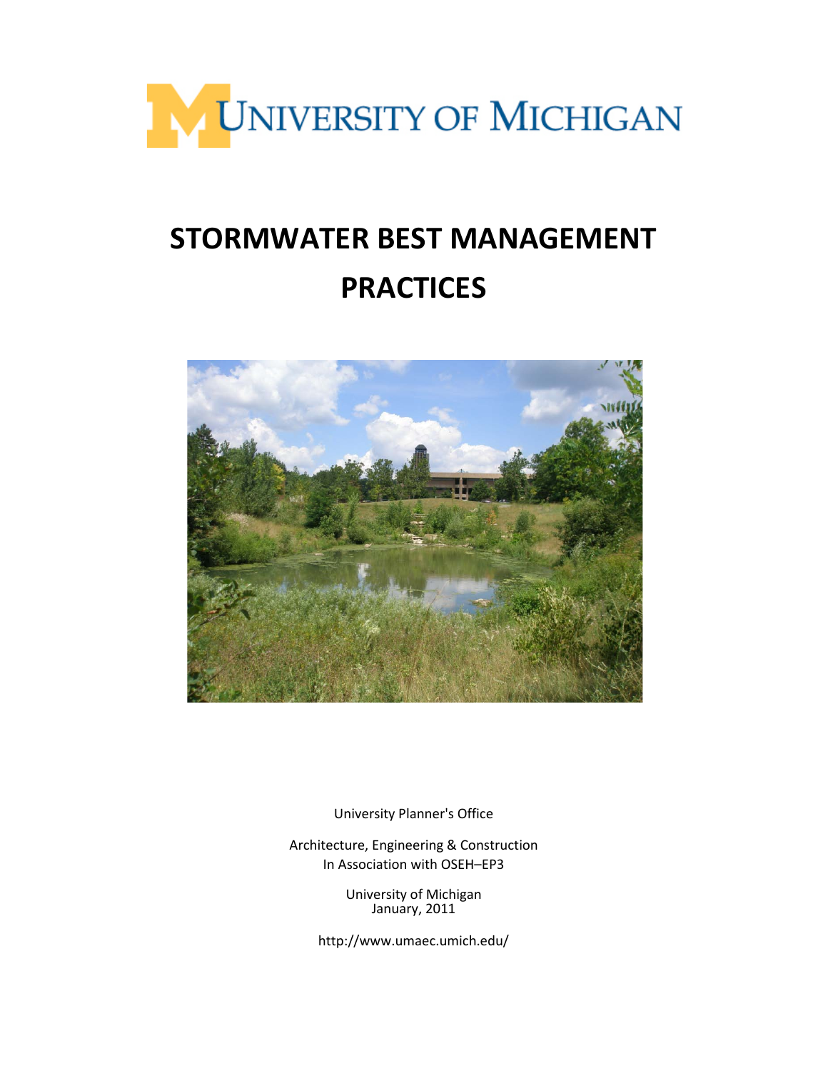UNIVERSITY OF MICHIGAN

# STORMWATER BEST MANAGEMENT PRACTICES

University Planner's Office

Architecture, Engineering & Construction
In Association with OSEH–EP3

University of Michigan
January, 2011

http://www.umaec.umich.edu/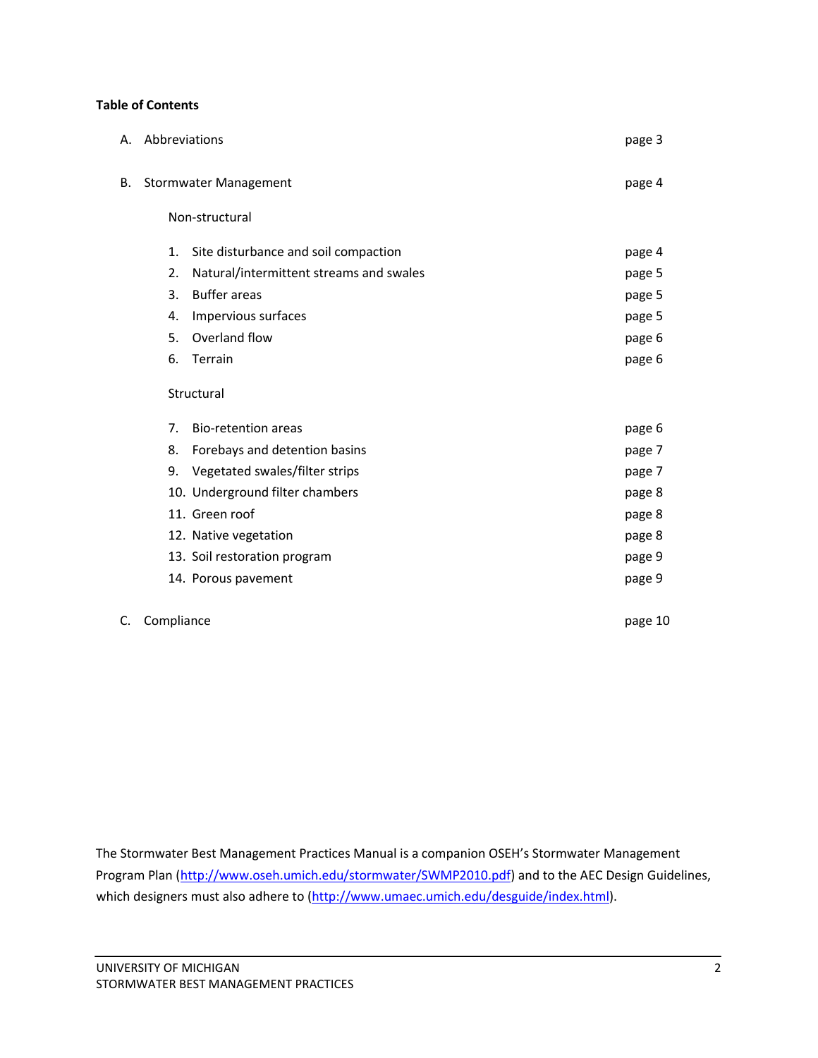**Table of Contents**

A. Abbreviations — page 3

B. Stormwater Management — page 4

Non-structural

1. Site disturbance and soil compaction — page 4
2. Natural/intermittent streams and swales — page 5
3. Buffer areas — page 5
4. Impervious surfaces — page 5
5. Overland flow — page 6
6. Terrain — page 6

Structural

7. Bio-retention areas — page 6
8. Forebays and detention basins — page 7
9. Vegetated swales/filter strips — page 7
10. Underground filter chambers — page 8
11. Green roof — page 8
12. Native vegetation — page 8
13. Soil restoration program — page 9
14. Porous pavement — page 9

C. Compliance — page 10

The Stormwater Best Management Practices Manual is a companion OSEH's Stormwater Management Program Plan (http://www.oseh.umich.edu/stormwater/SWMP2010.pdf) and to the AEC Design Guidelines, which designers must also adhere to (http://www.umaec.umich.edu/desguide/index.html).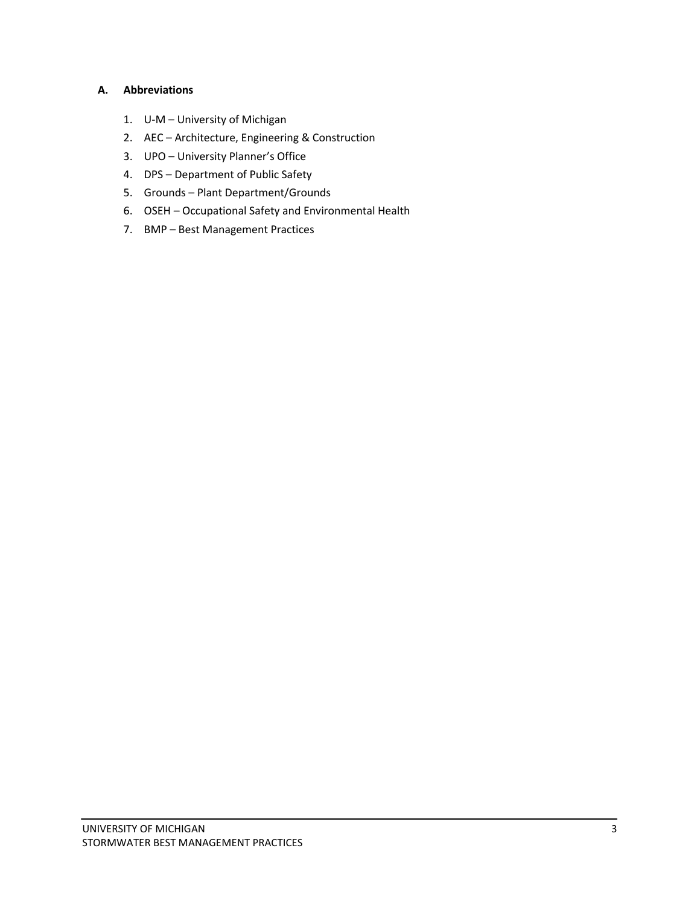### A. Abbreviations

1. U-M – University of Michigan
2. AEC – Architecture, Engineering & Construction
3. UPO – University Planner's Office
4. DPS – Department of Public Safety
5. Grounds – Plant Department/Grounds
6. OSEH – Occupational Safety and Environmental Health
7. BMP – Best Management Practices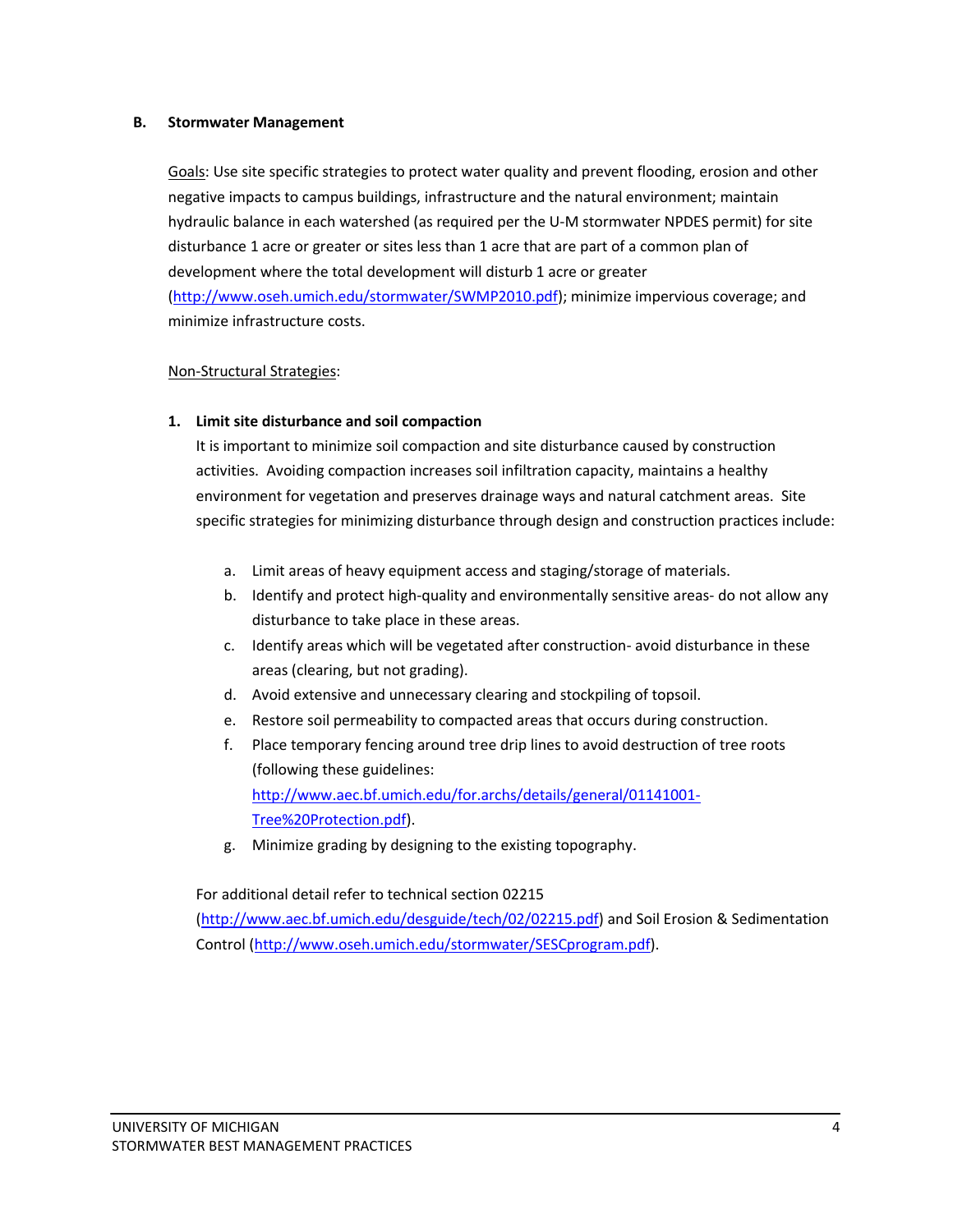## B. Stormwater Management

Goals: Use site specific strategies to protect water quality and prevent flooding, erosion and other negative impacts to campus buildings, infrastructure and the natural environment; maintain hydraulic balance in each watershed (as required per the U-M stormwater NPDES permit) for site disturbance 1 acre or greater or sites less than 1 acre that are part of a common plan of development where the total development will disturb 1 acre or greater (http://www.oseh.umich.edu/stormwater/SWMP2010.pdf); minimize impervious coverage; and minimize infrastructure costs.

Non-Structural Strategies:

### 1. Limit site disturbance and soil compaction

It is important to minimize soil compaction and site disturbance caused by construction activities. Avoiding compaction increases soil infiltration capacity, maintains a healthy environment for vegetation and preserves drainage ways and natural catchment areas. Site specific strategies for minimizing disturbance through design and construction practices include:

a. Limit areas of heavy equipment access and staging/storage of materials.
b. Identify and protect high-quality and environmentally sensitive areas- do not allow any disturbance to take place in these areas.
c. Identify areas which will be vegetated after construction- avoid disturbance in these areas (clearing, but not grading).
d. Avoid extensive and unnecessary clearing and stockpiling of topsoil.
e. Restore soil permeability to compacted areas that occurs during construction.
f. Place temporary fencing around tree drip lines to avoid destruction of tree roots (following these guidelines: http://www.aec.bf.umich.edu/for.archs/details/general/01141001-Tree%20Protection.pdf).
g. Minimize grading by designing to the existing topography.

For additional detail refer to technical section 02215 (http://www.aec.bf.umich.edu/desguide/tech/02/02215.pdf) and Soil Erosion & Sedimentation Control (http://www.oseh.umich.edu/stormwater/SESCprogram.pdf).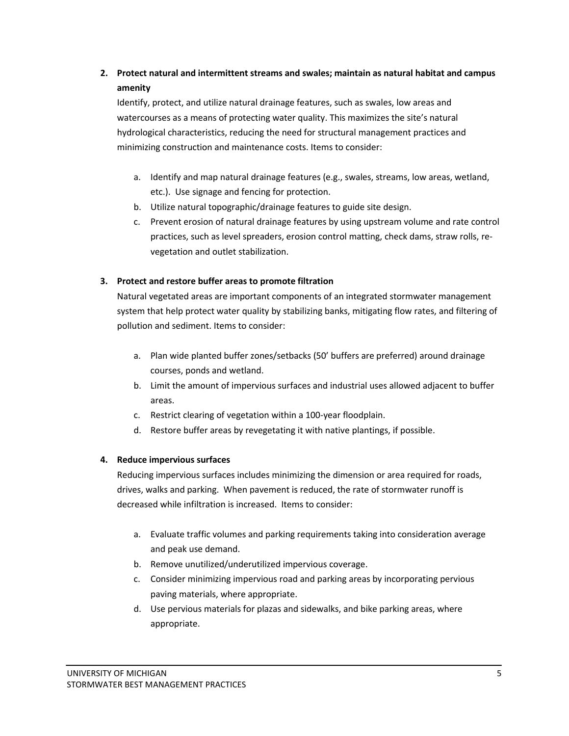2. **Protect natural and intermittent streams and swales; maintain as natural habitat and campus amenity**

   Identify, protect, and utilize natural drainage features, such as swales, low areas and watercourses as a means of protecting water quality. This maximizes the site's natural hydrological characteristics, reducing the need for structural management practices and minimizing construction and maintenance costs. Items to consider:

   a. Identify and map natural drainage features (e.g., swales, streams, low areas, wetland, etc.). Use signage and fencing for protection.
   b. Utilize natural topographic/drainage features to guide site design.
   c. Prevent erosion of natural drainage features by using upstream volume and rate control practices, such as level spreaders, erosion control matting, check dams, straw rolls, re-vegetation and outlet stabilization.

3. **Protect and restore buffer areas to promote filtration**

   Natural vegetated areas are important components of an integrated stormwater management system that help protect water quality by stabilizing banks, mitigating flow rates, and filtering of pollution and sediment. Items to consider:

   a. Plan wide planted buffer zones/setbacks (50' buffers are preferred) around drainage courses, ponds and wetland.
   b. Limit the amount of impervious surfaces and industrial uses allowed adjacent to buffer areas.
   c. Restrict clearing of vegetation within a 100-year floodplain.
   d. Restore buffer areas by revegetating it with native plantings, if possible.

4. **Reduce impervious surfaces**

   Reducing impervious surfaces includes minimizing the dimension or area required for roads, drives, walks and parking. When pavement is reduced, the rate of stormwater runoff is decreased while infiltration is increased. Items to consider:

   a. Evaluate traffic volumes and parking requirements taking into consideration average and peak use demand.
   b. Remove unutilized/underutilized impervious coverage.
   c. Consider minimizing impervious road and parking areas by incorporating pervious paving materials, where appropriate.
   d. Use pervious materials for plazas and sidewalks, and bike parking areas, where appropriate.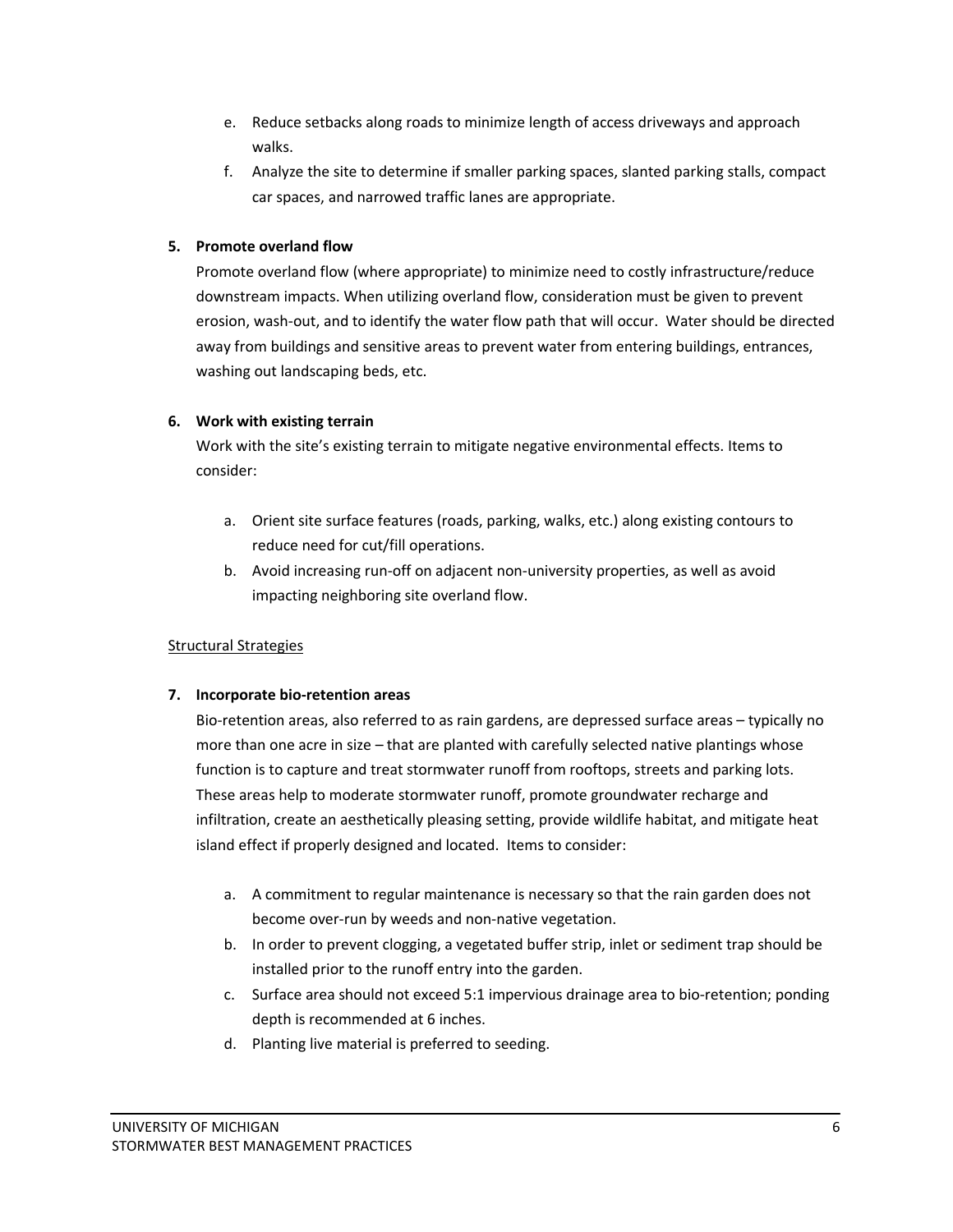e. Reduce setbacks along roads to minimize length of access driveways and approach walks.
f. Analyze the site to determine if smaller parking spaces, slanted parking stalls, compact car spaces, and narrowed traffic lanes are appropriate.

**5. Promote overland flow**

Promote overland flow (where appropriate) to minimize need to costly infrastructure/reduce downstream impacts. When utilizing overland flow, consideration must be given to prevent erosion, wash-out, and to identify the water flow path that will occur. Water should be directed away from buildings and sensitive areas to prevent water from entering buildings, entrances, washing out landscaping beds, etc.

**6. Work with existing terrain**

Work with the site's existing terrain to mitigate negative environmental effects. Items to consider:

a. Orient site surface features (roads, parking, walks, etc.) along existing contours to reduce need for cut/fill operations.
b. Avoid increasing run-off on adjacent non-university properties, as well as avoid impacting neighboring site overland flow.

<u>Structural Strategies</u>

**7. Incorporate bio-retention areas**

Bio-retention areas, also referred to as rain gardens, are depressed surface areas – typically no more than one acre in size – that are planted with carefully selected native plantings whose function is to capture and treat stormwater runoff from rooftops, streets and parking lots. These areas help to moderate stormwater runoff, promote groundwater recharge and infiltration, create an aesthetically pleasing setting, provide wildlife habitat, and mitigate heat island effect if properly designed and located. Items to consider:

a. A commitment to regular maintenance is necessary so that the rain garden does not become over-run by weeds and non-native vegetation.
b. In order to prevent clogging, a vegetated buffer strip, inlet or sediment trap should be installed prior to the runoff entry into the garden.
c. Surface area should not exceed 5:1 impervious drainage area to bio-retention; ponding depth is recommended at 6 inches.
d. Planting live material is preferred to seeding.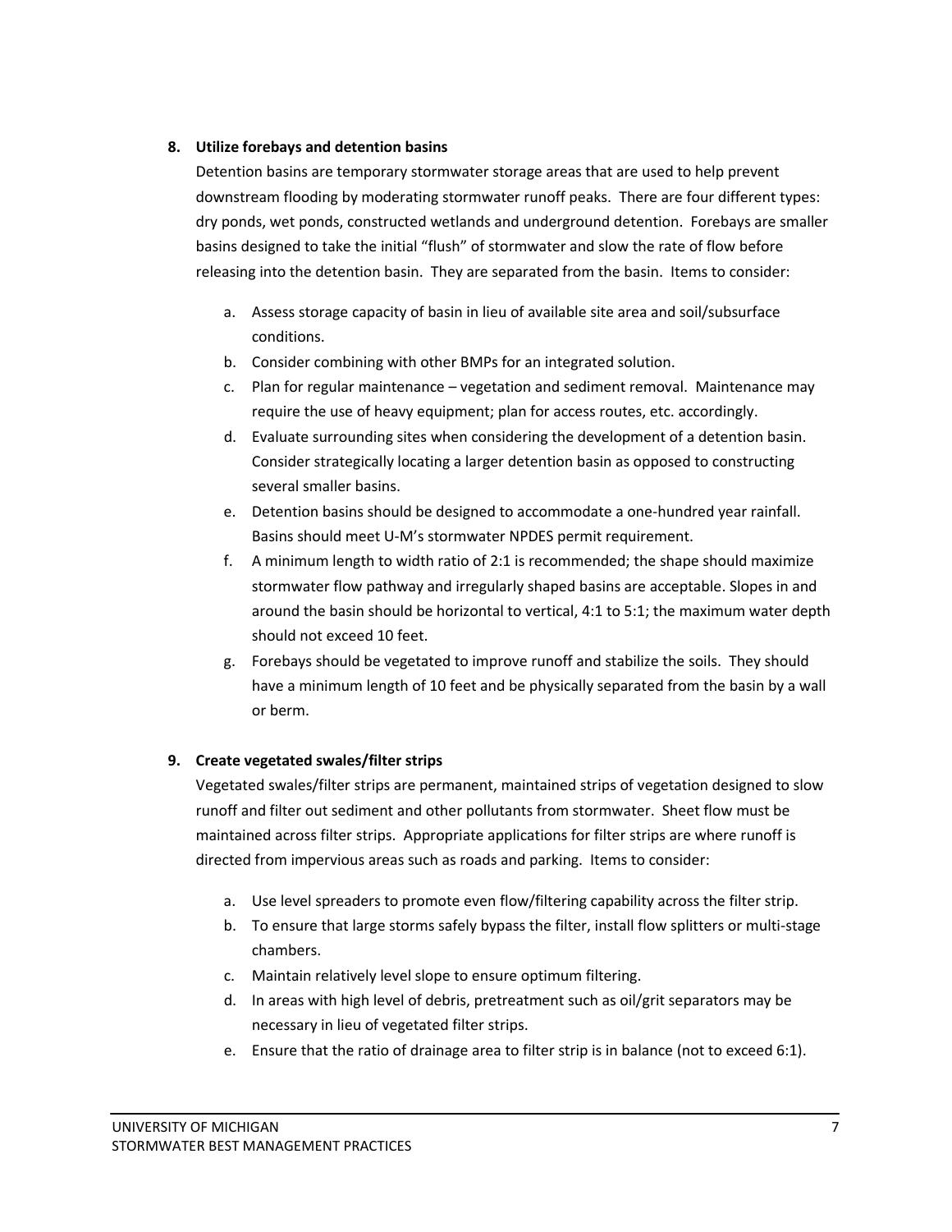8. **Utilize forebays and detention basins**

   Detention basins are temporary stormwater storage areas that are used to help prevent downstream flooding by moderating stormwater runoff peaks. There are four different types: dry ponds, wet ponds, constructed wetlands and underground detention. Forebays are smaller basins designed to take the initial "flush" of stormwater and slow the rate of flow before releasing into the detention basin. They are separated from the basin. Items to consider:

   a. Assess storage capacity of basin in lieu of available site area and soil/subsurface conditions.
   b. Consider combining with other BMPs for an integrated solution.
   c. Plan for regular maintenance – vegetation and sediment removal. Maintenance may require the use of heavy equipment; plan for access routes, etc. accordingly.
   d. Evaluate surrounding sites when considering the development of a detention basin. Consider strategically locating a larger detention basin as opposed to constructing several smaller basins.
   e. Detention basins should be designed to accommodate a one-hundred year rainfall. Basins should meet U-M's stormwater NPDES permit requirement.
   f. A minimum length to width ratio of 2:1 is recommended; the shape should maximize stormwater flow pathway and irregularly shaped basins are acceptable. Slopes in and around the basin should be horizontal to vertical, 4:1 to 5:1; the maximum water depth should not exceed 10 feet.
   g. Forebays should be vegetated to improve runoff and stabilize the soils. They should have a minimum length of 10 feet and be physically separated from the basin by a wall or berm.

9. **Create vegetated swales/filter strips**

   Vegetated swales/filter strips are permanent, maintained strips of vegetation designed to slow runoff and filter out sediment and other pollutants from stormwater. Sheet flow must be maintained across filter strips. Appropriate applications for filter strips are where runoff is directed from impervious areas such as roads and parking. Items to consider:

   a. Use level spreaders to promote even flow/filtering capability across the filter strip.
   b. To ensure that large storms safely bypass the filter, install flow splitters or multi-stage chambers.
   c. Maintain relatively level slope to ensure optimum filtering.
   d. In areas with high level of debris, pretreatment such as oil/grit separators may be necessary in lieu of vegetated filter strips.
   e. Ensure that the ratio of drainage area to filter strip is in balance (not to exceed 6:1).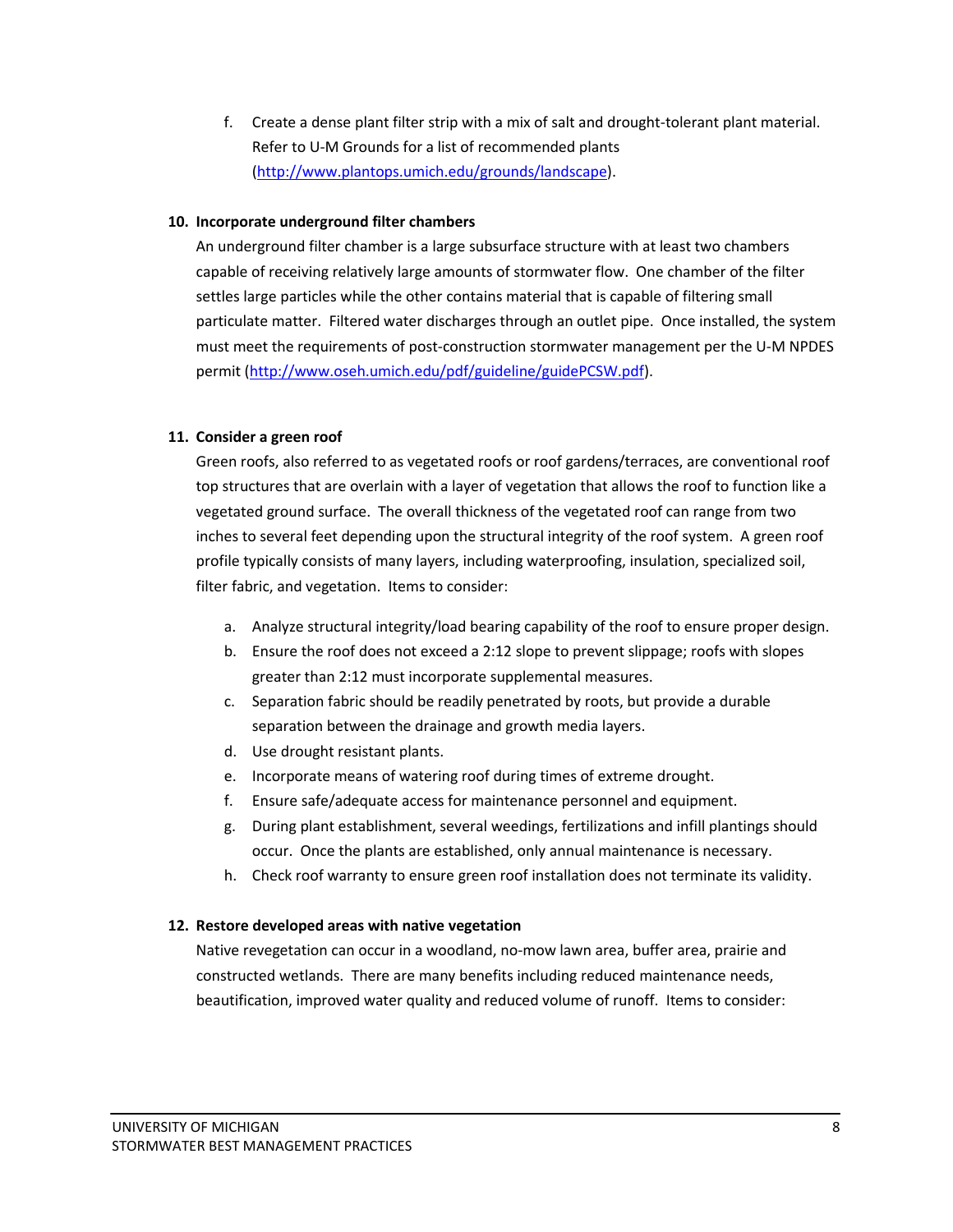f. Create a dense plant filter strip with a mix of salt and drought-tolerant plant material. Refer to U-M Grounds for a list of recommended plants (http://www.plantops.umich.edu/grounds/landscape).

**10. Incorporate underground filter chambers**

An underground filter chamber is a large subsurface structure with at least two chambers capable of receiving relatively large amounts of stormwater flow. One chamber of the filter settles large particles while the other contains material that is capable of filtering small particulate matter. Filtered water discharges through an outlet pipe. Once installed, the system must meet the requirements of post-construction stormwater management per the U-M NPDES permit (http://www.oseh.umich.edu/pdf/guideline/guidePCSW.pdf).

**11. Consider a green roof**

Green roofs, also referred to as vegetated roofs or roof gardens/terraces, are conventional roof top structures that are overlain with a layer of vegetation that allows the roof to function like a vegetated ground surface. The overall thickness of the vegetated roof can range from two inches to several feet depending upon the structural integrity of the roof system. A green roof profile typically consists of many layers, including waterproofing, insulation, specialized soil, filter fabric, and vegetation. Items to consider:

a. Analyze structural integrity/load bearing capability of the roof to ensure proper design.
b. Ensure the roof does not exceed a 2:12 slope to prevent slippage; roofs with slopes greater than 2:12 must incorporate supplemental measures.
c. Separation fabric should be readily penetrated by roots, but provide a durable separation between the drainage and growth media layers.
d. Use drought resistant plants.
e. Incorporate means of watering roof during times of extreme drought.
f. Ensure safe/adequate access for maintenance personnel and equipment.
g. During plant establishment, several weedings, fertilizations and infill plantings should occur. Once the plants are established, only annual maintenance is necessary.
h. Check roof warranty to ensure green roof installation does not terminate its validity.

**12. Restore developed areas with native vegetation**

Native revegetation can occur in a woodland, no-mow lawn area, buffer area, prairie and constructed wetlands. There are many benefits including reduced maintenance needs, beautification, improved water quality and reduced volume of runoff. Items to consider: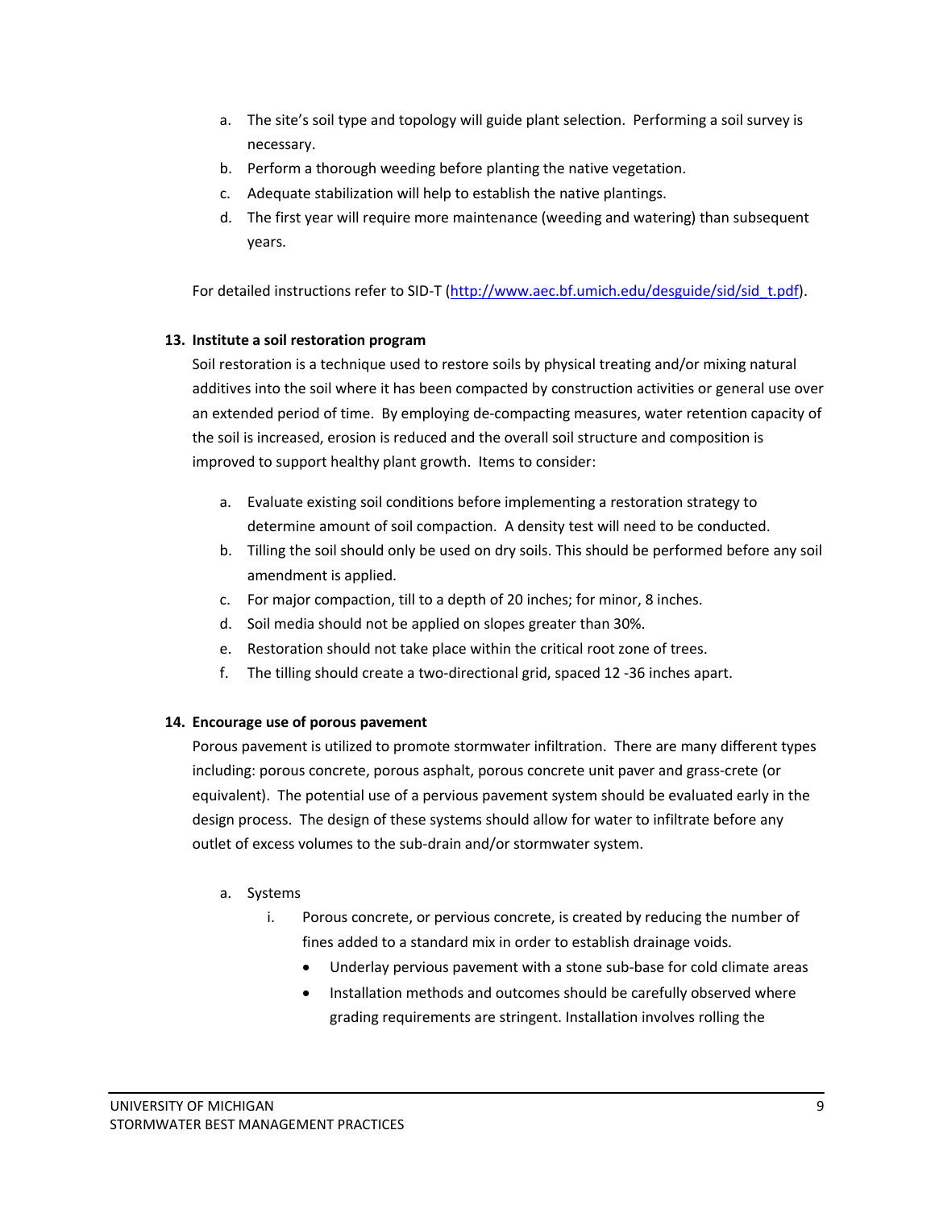a. The site's soil type and topology will guide plant selection. Performing a soil survey is necessary.
b. Perform a thorough weeding before planting the native vegetation.
c. Adequate stabilization will help to establish the native plantings.
d. The first year will require more maintenance (weeding and watering) than subsequent years.

For detailed instructions refer to SID-T ([http://www.aec.bf.umich.edu/desguide/sid/sid_t.pdf](http://www.aec.bf.umich.edu/desguide/sid/sid_t.pdf)).

**13. Institute a soil restoration program**

Soil restoration is a technique used to restore soils by physical treating and/or mixing natural additives into the soil where it has been compacted by construction activities or general use over an extended period of time. By employing de-compacting measures, water retention capacity of the soil is increased, erosion is reduced and the overall soil structure and composition is improved to support healthy plant growth. Items to consider:

a. Evaluate existing soil conditions before implementing a restoration strategy to determine amount of soil compaction. A density test will need to be conducted.
b. Tilling the soil should only be used on dry soils. This should be performed before any soil amendment is applied.
c. For major compaction, till to a depth of 20 inches; for minor, 8 inches.
d. Soil media should not be applied on slopes greater than 30%.
e. Restoration should not take place within the critical root zone of trees.
f. The tilling should create a two-directional grid, spaced 12 -36 inches apart.

**14. Encourage use of porous pavement**

Porous pavement is utilized to promote stormwater infiltration. There are many different types including: porous concrete, porous asphalt, porous concrete unit paver and grass-crete (or equivalent). The potential use of a pervious pavement system should be evaluated early in the design process. The design of these systems should allow for water to infiltrate before any outlet of excess volumes to the sub-drain and/or stormwater system.

a. Systems
    i. Porous concrete, or pervious concrete, is created by reducing the number of fines added to a standard mix in order to establish drainage voids.
        - Underlay pervious pavement with a stone sub-base for cold climate areas
        - Installation methods and outcomes should be carefully observed where grading requirements are stringent. Installation involves rolling the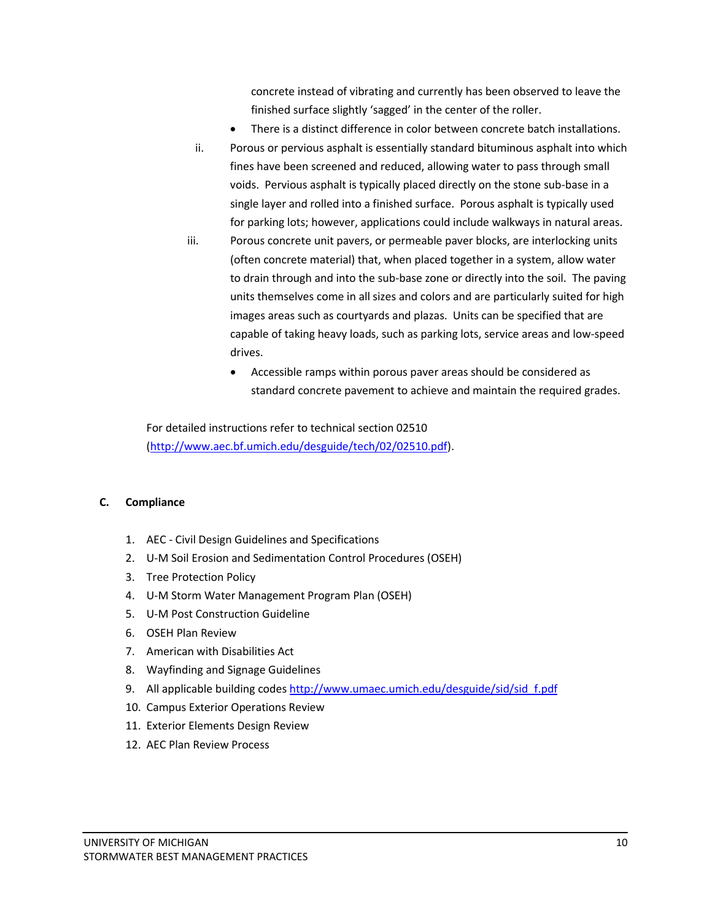concrete instead of vibrating and currently has been observed to leave the finished surface slightly 'sagged' in the center of the roller.

- There is a distinct difference in color between concrete batch installations.

ii. Porous or pervious asphalt is essentially standard bituminous asphalt into which fines have been screened and reduced, allowing water to pass through small voids. Pervious asphalt is typically placed directly on the stone sub-base in a single layer and rolled into a finished surface. Porous asphalt is typically used for parking lots; however, applications could include walkways in natural areas.

iii. Porous concrete unit pavers, or permeable paver blocks, are interlocking units (often concrete material) that, when placed together in a system, allow water to drain through and into the sub-base zone or directly into the soil. The paving units themselves come in all sizes and colors and are particularly suited for high images areas such as courtyards and plazas. Units can be specified that are capable of taking heavy loads, such as parking lots, service areas and low-speed drives.

- Accessible ramps within porous paver areas should be considered as standard concrete pavement to achieve and maintain the required grades.

For detailed instructions refer to technical section 02510 (http://www.aec.bf.umich.edu/desguide/tech/02/02510.pdf).

## C. Compliance

1. AEC - Civil Design Guidelines and Specifications
2. U-M Soil Erosion and Sedimentation Control Procedures (OSEH)
3. Tree Protection Policy
4. U-M Storm Water Management Program Plan (OSEH)
5. U-M Post Construction Guideline
6. OSEH Plan Review
7. American with Disabilities Act
8. Wayfinding and Signage Guidelines
9. All applicable building codes http://www.umaec.umich.edu/desguide/sid/sid_f.pdf
10. Campus Exterior Operations Review
11. Exterior Elements Design Review
12. AEC Plan Review Process